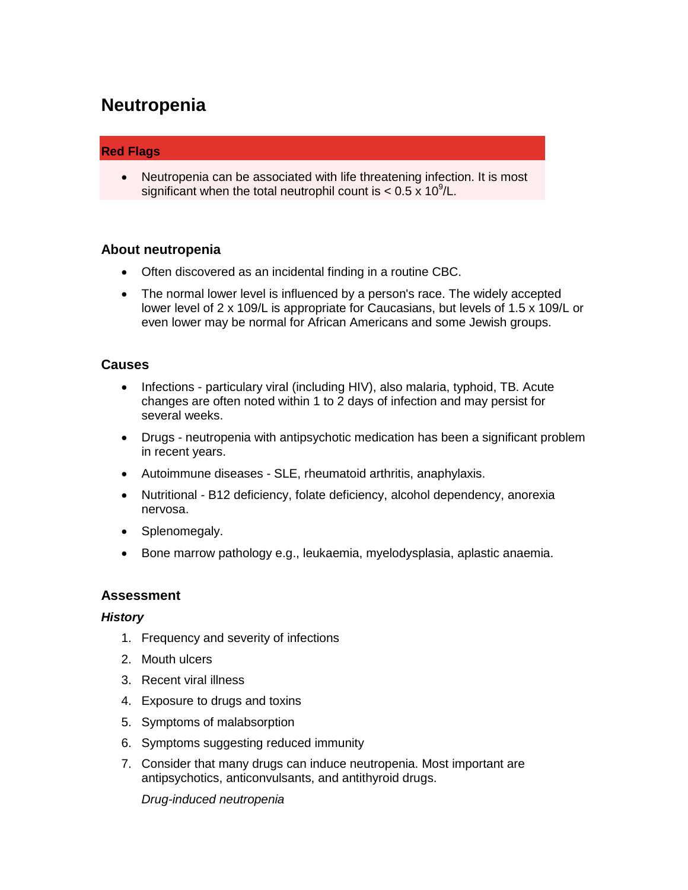# Neutropenia

## Red Flags

- Neutropenia can be associated with life threatening infection. It is most significant when the total neutrophil count is < 0.5 x $10^9$/L.

### About neutropenia

- Often discovered as an incidental finding in a routine CBC.
- The normal lower level is influenced by a person's race. The widely accepted lower level of 2 x 109/L is appropriate for Caucasians, but levels of 1.5 x 109/L or even lower may be normal for African Americans and some Jewish groups.

### Causes

- Infections - particulary viral (including HIV), also malaria, typhoid, TB. Acute changes are often noted within 1 to 2 days of infection and may persist for several weeks.
- Drugs - neutropenia with antipsychotic medication has been a significant problem in recent years.
- Autoimmune diseases - SLE, rheumatoid arthritis, anaphylaxis.
- Nutritional - B12 deficiency, folate deficiency, alcohol dependency, anorexia nervosa.
- Splenomegaly.
- Bone marrow pathology e.g., leukaemia, myelodysplasia, aplastic anaemia.

### Assessment

#### *History*

1. Frequency and severity of infections
2. Mouth ulcers
3. Recent viral illness
4. Exposure to drugs and toxins
5. Symptoms of malabsorption
6. Symptoms suggesting reduced immunity
7. Consider that many drugs can induce neutropenia. Most important are antipsychotics, anticonvulsants, and antithyroid drugs.

   *Drug-induced neutropenia*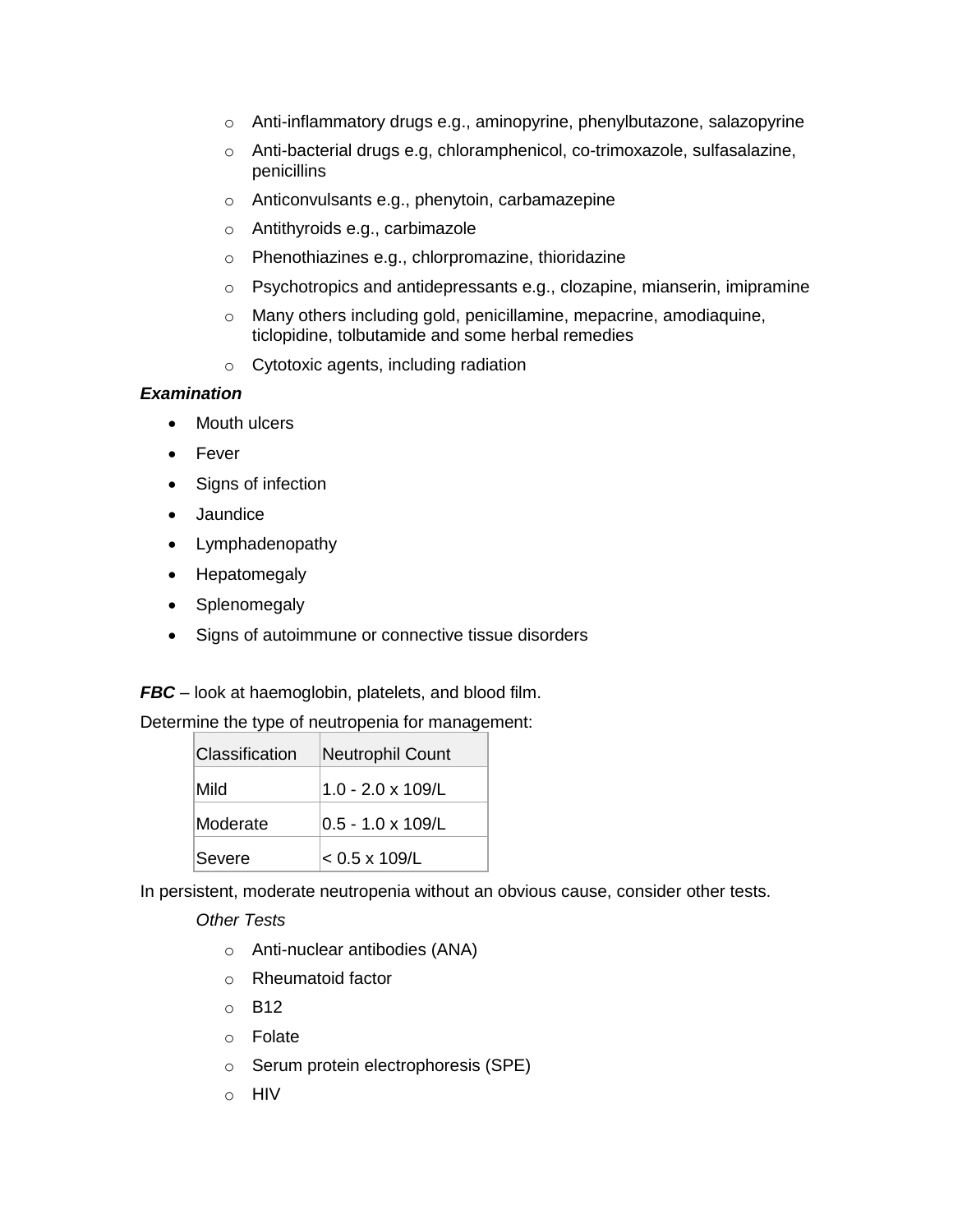- Anti-inflammatory drugs e.g., aminopyrine, phenylbutazone, salazopyrine
- Anti-bacterial drugs e.g, chloramphenicol, co-trimoxazole, sulfasalazine, penicillins
- Anticonvulsants e.g., phenytoin, carbamazepine
- Antithyroids e.g., carbimazole
- Phenothiazines e.g., chlorpromazine, thioridazine
- Psychotropics and antidepressants e.g., clozapine, mianserin, imipramine
- Many others including gold, penicillamine, mepacrine, amodiaquine, ticlopidine, tolbutamide and some herbal remedies
- Cytotoxic agents, including radiation

***Examination***

- Mouth ulcers
- Fever
- Signs of infection
- Jaundice
- Lymphadenopathy
- Hepatomegaly
- Splenomegaly
- Signs of autoimmune or connective tissue disorders

***FBC*** – look at haemoglobin, platelets, and blood film.

Determine the type of neutropenia for management:

| Classification | Neutrophil Count |
| --- | --- |
| Mild | 1.0 - 2.0 x 109/L |
| Moderate | 0.5 - 1.0 x 109/L |
| Severe | < 0.5 x 109/L |

In persistent, moderate neutropenia without an obvious cause, consider other tests.

*Other Tests*

- Anti-nuclear antibodies (ANA)
- Rheumatoid factor
- B12
- Folate
- Serum protein electrophoresis (SPE)
- HIV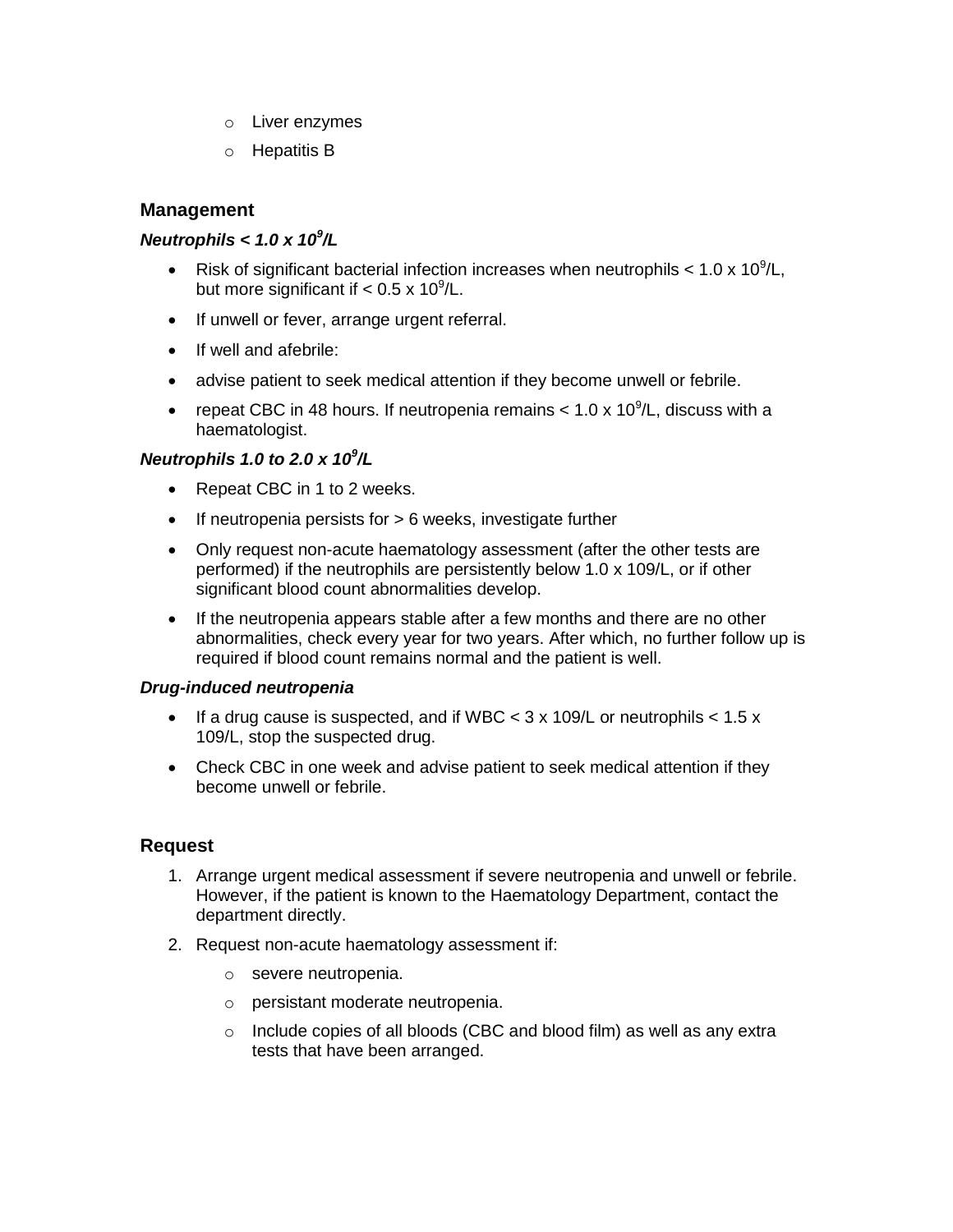- Liver enzymes
- Hepatitis B

## Management

### *Neutrophils < 1.0 x $10^9$/L*

- Risk of significant bacterial infection increases when neutrophils < 1.0 x $10^9$/L, but more significant if < 0.5 x $10^9$/L.
- If unwell or fever, arrange urgent referral.
- If well and afebrile:
- advise patient to seek medical attention if they become unwell or febrile.
- repeat CBC in 48 hours. If neutropenia remains < 1.0 x $10^9$/L, discuss with a haematologist.

### *Neutrophils 1.0 to 2.0 x $10^9$/L*

- Repeat CBC in 1 to 2 weeks.
- If neutropenia persists for > 6 weeks, investigate further
- Only request non-acute haematology assessment (after the other tests are performed) if the neutrophils are persistently below 1.0 x 109/L, or if other significant blood count abnormalities develop.
- If the neutropenia appears stable after a few months and there are no other abnormalities, check every year for two years. After which, no further follow up is required if blood count remains normal and the patient is well.

### *Drug-induced neutropenia*

- If a drug cause is suspected, and if WBC < 3 x 109/L or neutrophils < 1.5 x 109/L, stop the suspected drug.
- Check CBC in one week and advise patient to seek medical attention if they become unwell or febrile.

## Request

1. Arrange urgent medical assessment if severe neutropenia and unwell or febrile. However, if the patient is known to the Haematology Department, contact the department directly.
2. Request non-acute haematology assessment if:
   - severe neutropenia.
   - persistant moderate neutropenia.
   - Include copies of all bloods (CBC and blood film) as well as any extra tests that have been arranged.